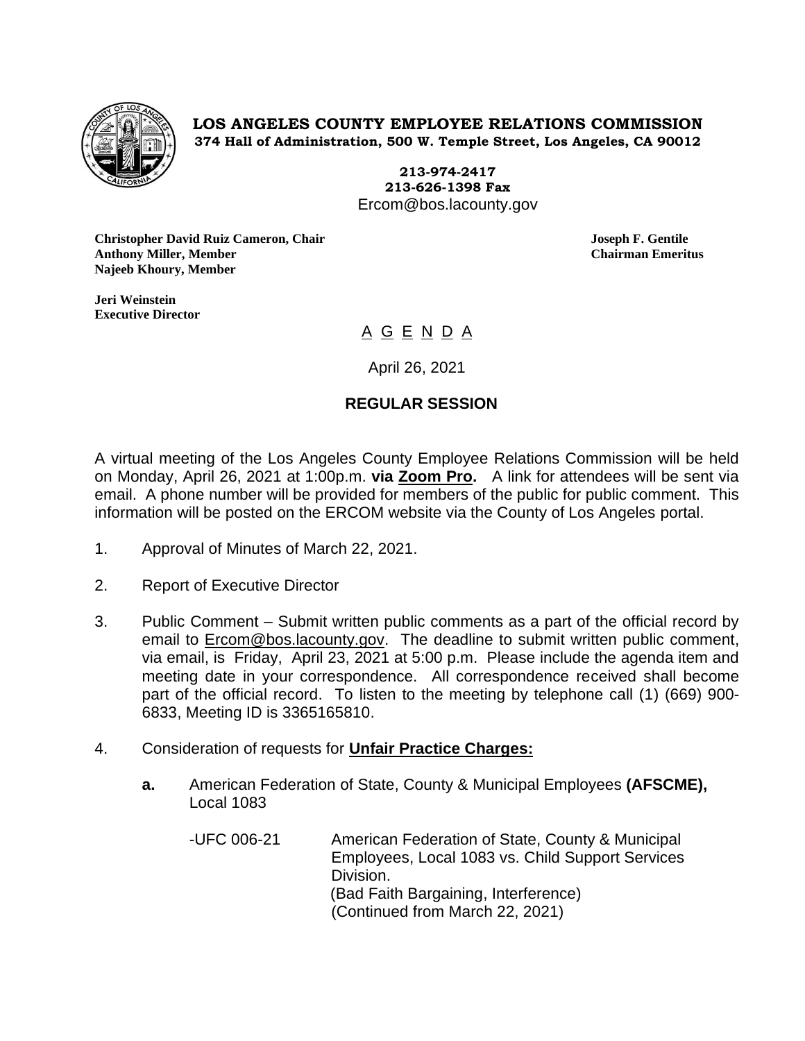**LOS ANGELES COUNTY EMPLOYEE RELATIONS COMMISSION**
**374 Hall of Administration, 500 W. Temple Street, Los Angeles, CA 90012**

**213-974-2417**
**213-626-1398 Fax**
Ercom@bos.lacounty.gov

**Christopher David Ruiz Cameron, Chair**
**Anthony Miller, Member**
**Najeeb Khoury, Member**

**Joseph F. Gentile**
**Chairman Emeritus**

**Jeri Weinstein**
**Executive Director**

# A G E N D A

April 26, 2021

## REGULAR SESSION

A virtual meeting of the Los Angeles County Employee Relations Commission will be held on Monday, April 26, 2021 at 1:00p.m. **via Zoom Pro.** A link for attendees will be sent via email. A phone number will be provided for members of the public for public comment. This information will be posted on the ERCOM website via the County of Los Angeles portal.

1. Approval of Minutes of March 22, 2021.

2. Report of Executive Director

3. Public Comment – Submit written public comments as a part of the official record by email to Ercom@bos.lacounty.gov. The deadline to submit written public comment, via email, is Friday, April 23, 2021 at 5:00 p.m. Please include the agenda item and meeting date in your correspondence. All correspondence received shall become part of the official record. To listen to the meeting by telephone call (1) (669) 900-6833, Meeting ID is 3365165810.

4. Consideration of requests for **Unfair Practice Charges:**

   **a.** American Federation of State, County & Municipal Employees **(AFSCME),** Local 1083

   -UFC 006-21 American Federation of State, County & Municipal Employees, Local 1083 vs. Child Support Services Division.
   (Bad Faith Bargaining, Interference)
   (Continued from March 22, 2021)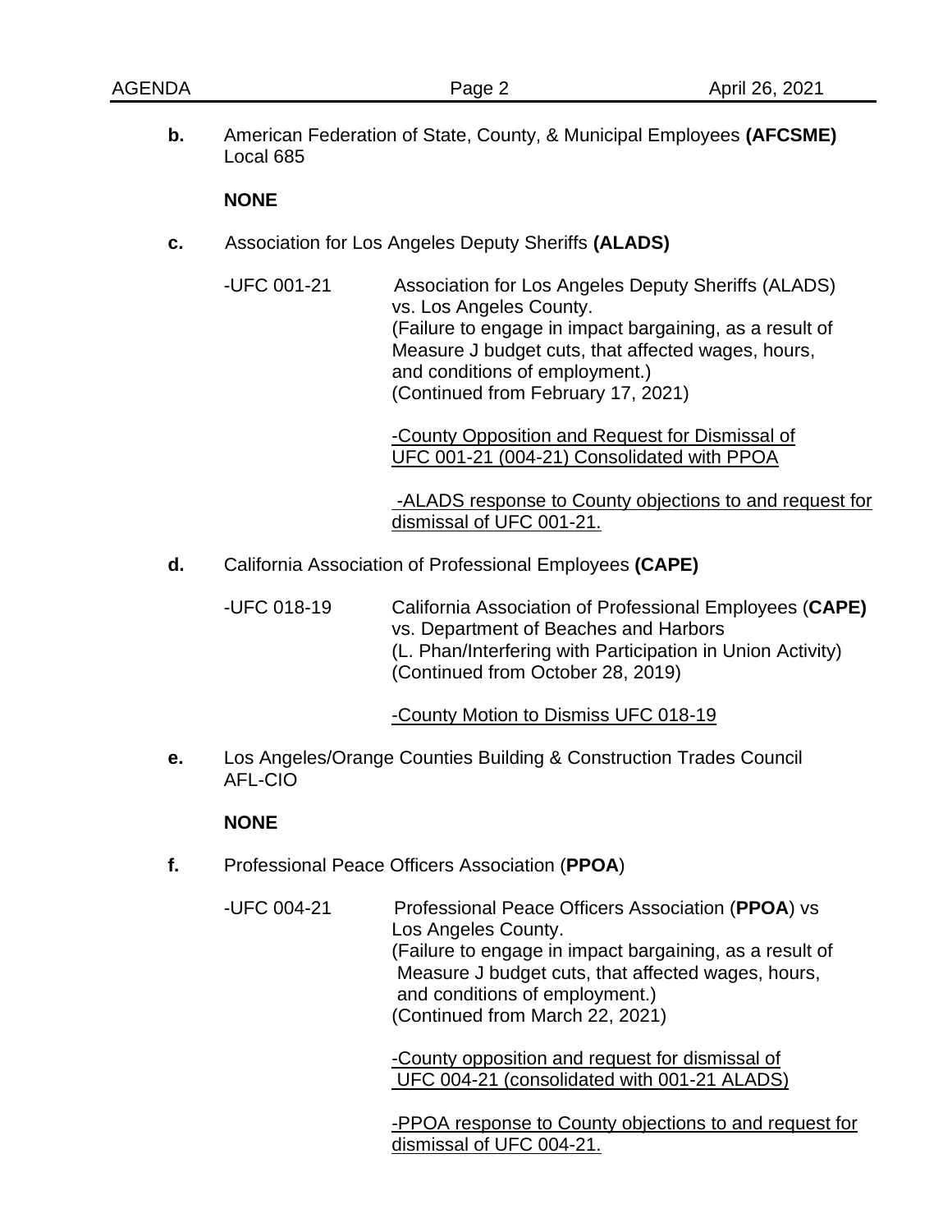**b.** American Federation of State, County, & Municipal Employees **(AFCSME)** Local 685

**NONE**

**c.** Association for Los Angeles Deputy Sheriffs **(ALADS)**

-UFC 001-21 Association for Los Angeles Deputy Sheriffs (ALADS) vs. Los Angeles County.
(Failure to engage in impact bargaining, as a result of Measure J budget cuts, that affected wages, hours, and conditions of employment.)
(Continued from February 17, 2021)

-County Opposition and Request for Dismissal of UFC 001-21 (004-21) Consolidated with PPOA

-ALADS response to County objections to and request for dismissal of UFC 001-21.

**d.** California Association of Professional Employees **(CAPE)**

-UFC 018-19 California Association of Professional Employees (**CAPE)** vs. Department of Beaches and Harbors
(L. Phan/Interfering with Participation in Union Activity)
(Continued from October 28, 2019)

-County Motion to Dismiss UFC 018-19

**e.** Los Angeles/Orange Counties Building & Construction Trades Council AFL-CIO

**NONE**

**f.** Professional Peace Officers Association (**PPOA**)

-UFC 004-21 Professional Peace Officers Association (**PPOA**) vs Los Angeles County.
(Failure to engage in impact bargaining, as a result of Measure J budget cuts, that affected wages, hours, and conditions of employment.)
(Continued from March 22, 2021)

-County opposition and request for dismissal of UFC 004-21 (consolidated with 001-21 ALADS)

-PPOA response to County objections to and request for dismissal of UFC 004-21.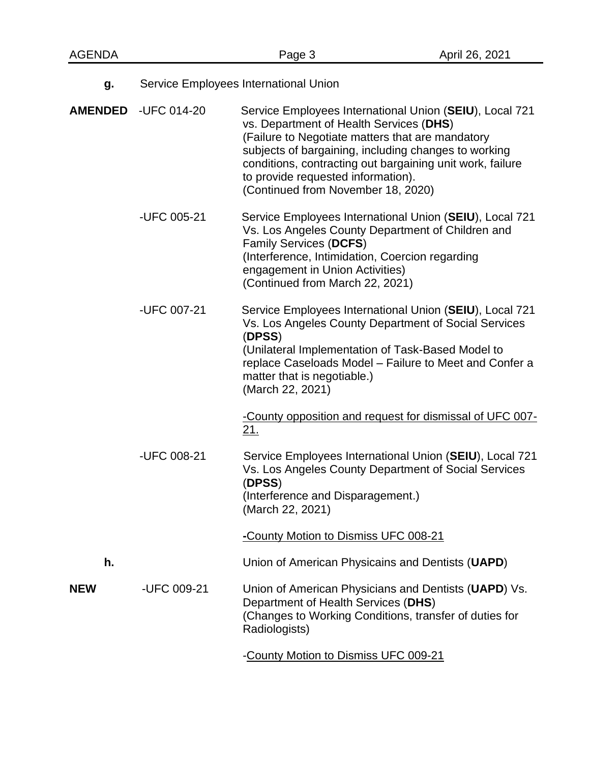**g.** Service Employees International Union

**AMENDED** -UFC 014-20

Service Employees International Union (**SEIU**), Local 721 vs. Department of Health Services (**DHS**)
(Failure to Negotiate matters that are mandatory subjects of bargaining, including changes to working conditions, contracting out bargaining unit work, failure to provide requested information).
(Continued from November 18, 2020)

-UFC 005-21

Service Employees International Union (**SEIU**), Local 721 Vs. Los Angeles County Department of Children and Family Services (**DCFS**)
(Interference, Intimidation, Coercion regarding engagement in Union Activities)
(Continued from March 22, 2021)

-UFC 007-21

Service Employees International Union (**SEIU**), Local 721 Vs. Los Angeles County Department of Social Services (**DPSS**)
(Unilateral Implementation of Task-Based Model to replace Caseloads Model – Failure to Meet and Confer a matter that is negotiable.)
(March 22, 2021)

<u>-County opposition and request for dismissal of UFC 007-21.</u>

-UFC 008-21

Service Employees International Union (**SEIU**), Local 721 Vs. Los Angeles County Department of Social Services (**DPSS**)
(Interference and Disparagement.)
(March 22, 2021)

**-**<u>County Motion to Dismiss UFC 008-21</u>

**h.** Union of American Physicains and Dentists (**UAPD**)

**NEW** -UFC 009-21

Union of American Physicians and Dentists (**UAPD**) Vs. Department of Health Services (**DHS**)
(Changes to Working Conditions, transfer of duties for Radiologists)

-<u>County Motion to Dismiss UFC 009-21</u>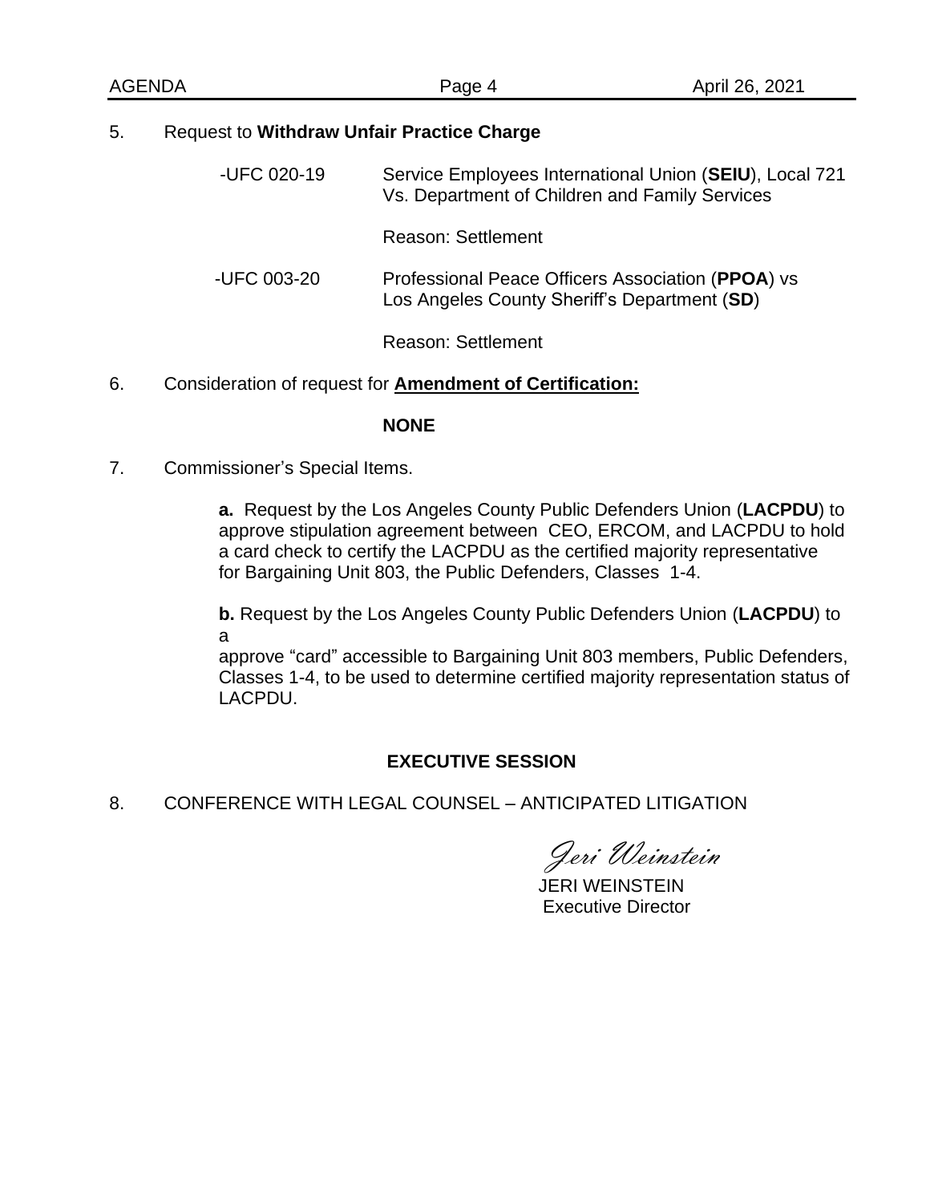5. Request to **Withdraw Unfair Practice Charge**

-UFC 020-19 Service Employees International Union (**SEIU**), Local 721 Vs. Department of Children and Family Services

Reason: Settlement

-UFC 003-20 Professional Peace Officers Association (**PPOA**) vs Los Angeles County Sheriff's Department (**SD**)

Reason: Settlement

6. Consideration of request for **Amendment of Certification:**

**NONE**

7. Commissioner's Special Items.

**a.** Request by the Los Angeles County Public Defenders Union (**LACPDU**) to approve stipulation agreement between CEO, ERCOM, and LACPDU to hold a card check to certify the LACPDU as the certified majority representative for Bargaining Unit 803, the Public Defenders, Classes 1-4.

**b.** Request by the Los Angeles County Public Defenders Union (**LACPDU**) to a
approve "card" accessible to Bargaining Unit 803 members, Public Defenders, Classes 1-4, to be used to determine certified majority representation status of LACPDU.

## EXECUTIVE SESSION

8. CONFERENCE WITH LEGAL COUNSEL – ANTICIPATED LITIGATION

*Jeri Weinstein*

JERI WEINSTEIN
Executive Director